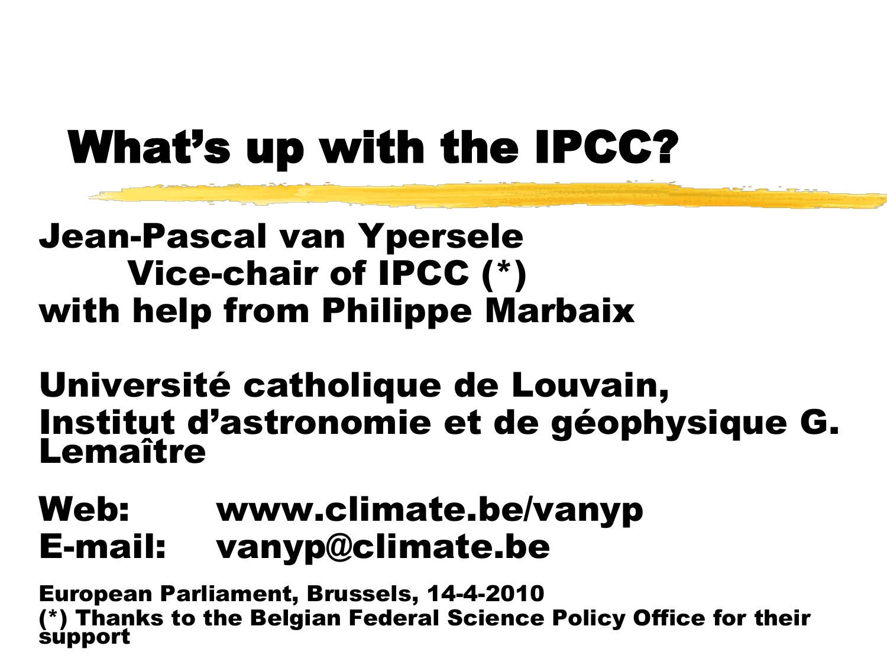# What's up with the IPCC?

**Jean-Pascal van Ypersele**
**Vice-chair of IPCC (*)**
**with help from Philippe Marbaix**

**Université catholique de Louvain,**
**Institut d'astronomie et de géophysique G. Lemaître**

**Web: www.climate.be/vanyp**
**E-mail: vanyp@climate.be**

**European Parliament, Brussels, 14-4-2010**
**(*) Thanks to the Belgian Federal Science Policy Office for their support**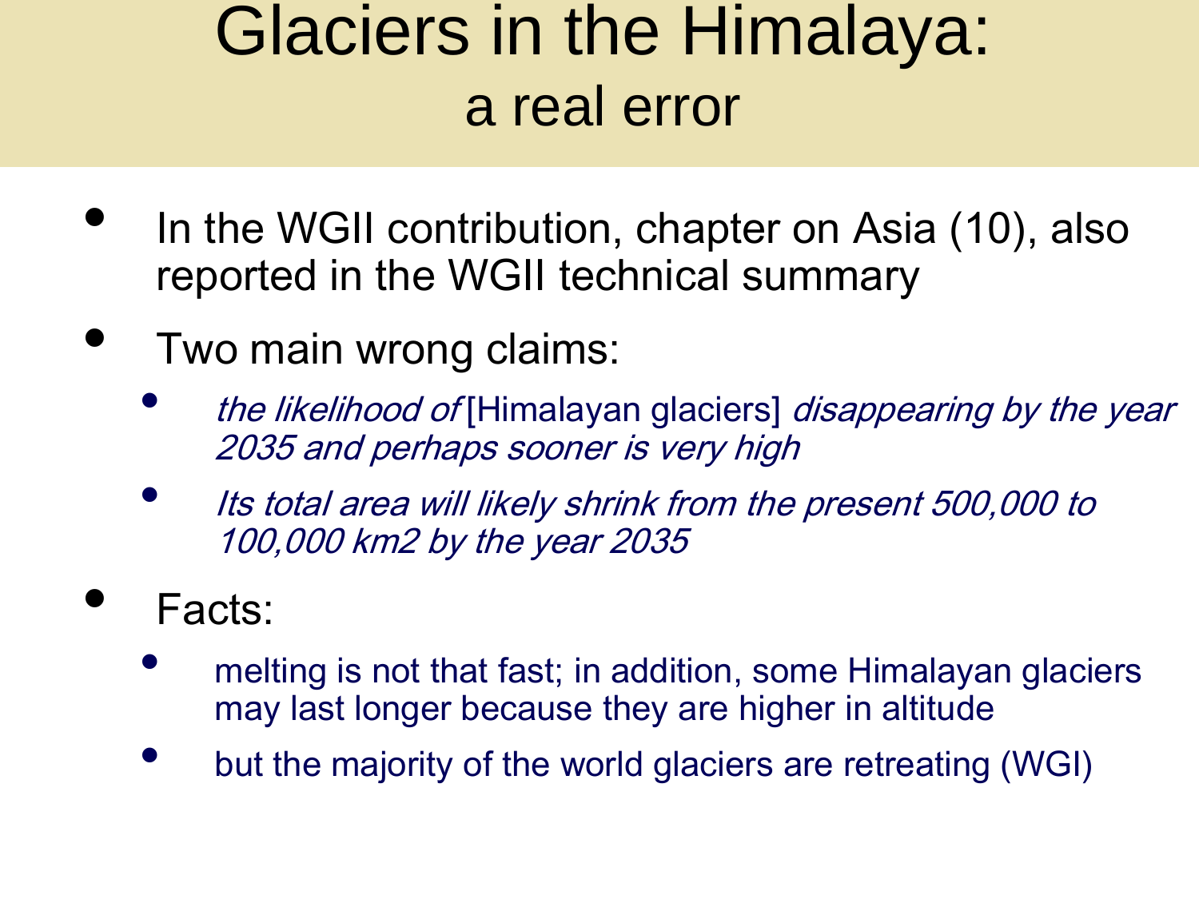# Glaciers in the Himalaya:
## a real error

- In the WGII contribution, chapter on Asia (10), also reported in the WGII technical summary
- Two main wrong claims:
  - *the likelihood of* [Himalayan glaciers] *disappearing by the year 2035 and perhaps sooner is very high*
  - *Its total area will likely shrink from the present 500,000 to 100,000 km2 by the year 2035*
- Facts:
  - melting is not that fast; in addition, some Himalayan glaciers may last longer because they are higher in altitude
  - but the majority of the world glaciers are retreating (WGI)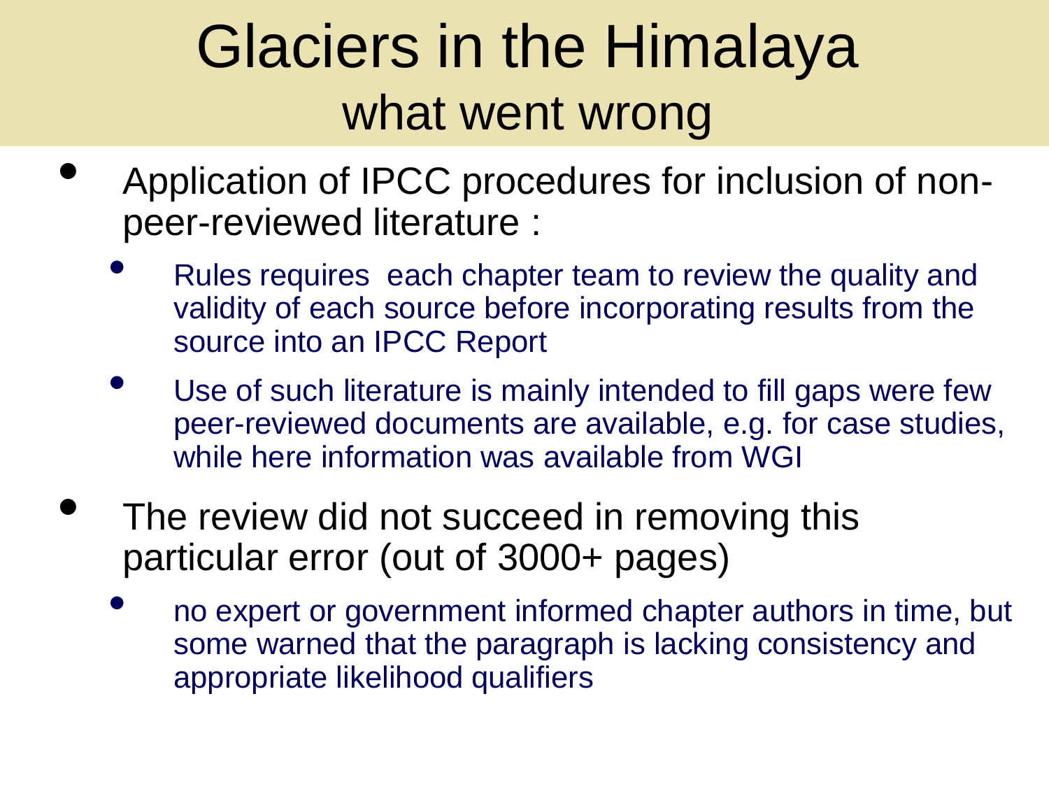# Glaciers in the Himalaya
## what went wrong

- Application of IPCC procedures for inclusion of non-peer-reviewed literature :
  - Rules requires  each chapter team to review the quality and validity of each source before incorporating results from the source into an IPCC Report
  - Use of such literature is mainly intended to fill gaps were few peer-reviewed documents are available, e.g. for case studies, while here information was available from WGI
- The review did not succeed in removing this particular error (out of 3000+ pages)
  - no expert or government informed chapter authors in time, but some warned that the paragraph is lacking consistency and appropriate likelihood qualifiers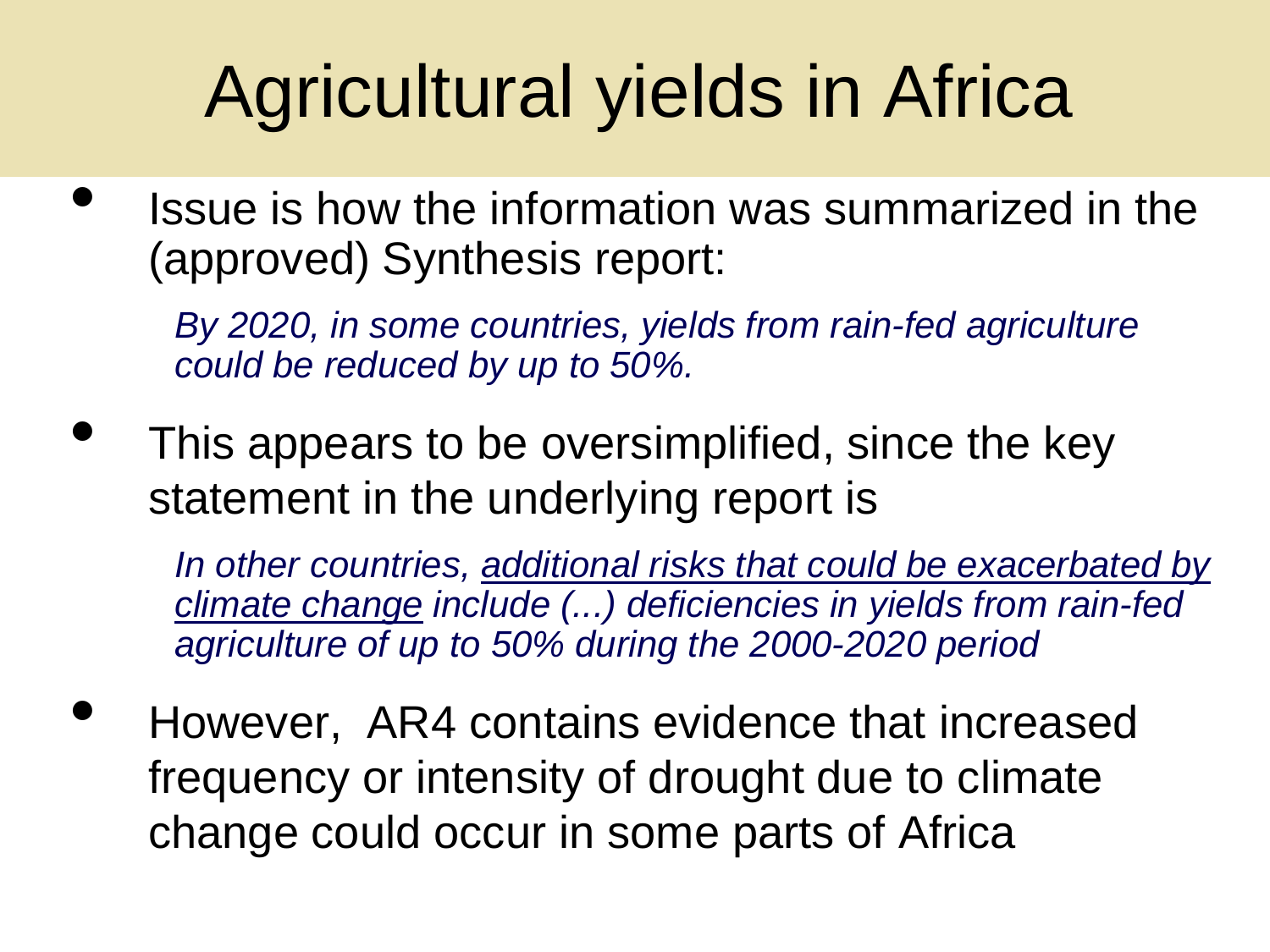# Agricultural yields in Africa

- Issue is how the information was summarized in the (approved) Synthesis report:

  *By 2020, in some countries, yields from rain-fed agriculture could be reduced by up to 50%.*

- This appears to be oversimplified, since the key statement in the underlying report is

  *In other countries, <u>additional risks that could be exacerbated by climate change</u> include (...) deficiencies in yields from rain-fed agriculture of up to 50% during the 2000-2020 period*

- However, AR4 contains evidence that increased frequency or intensity of drought due to climate change could occur in some parts of Africa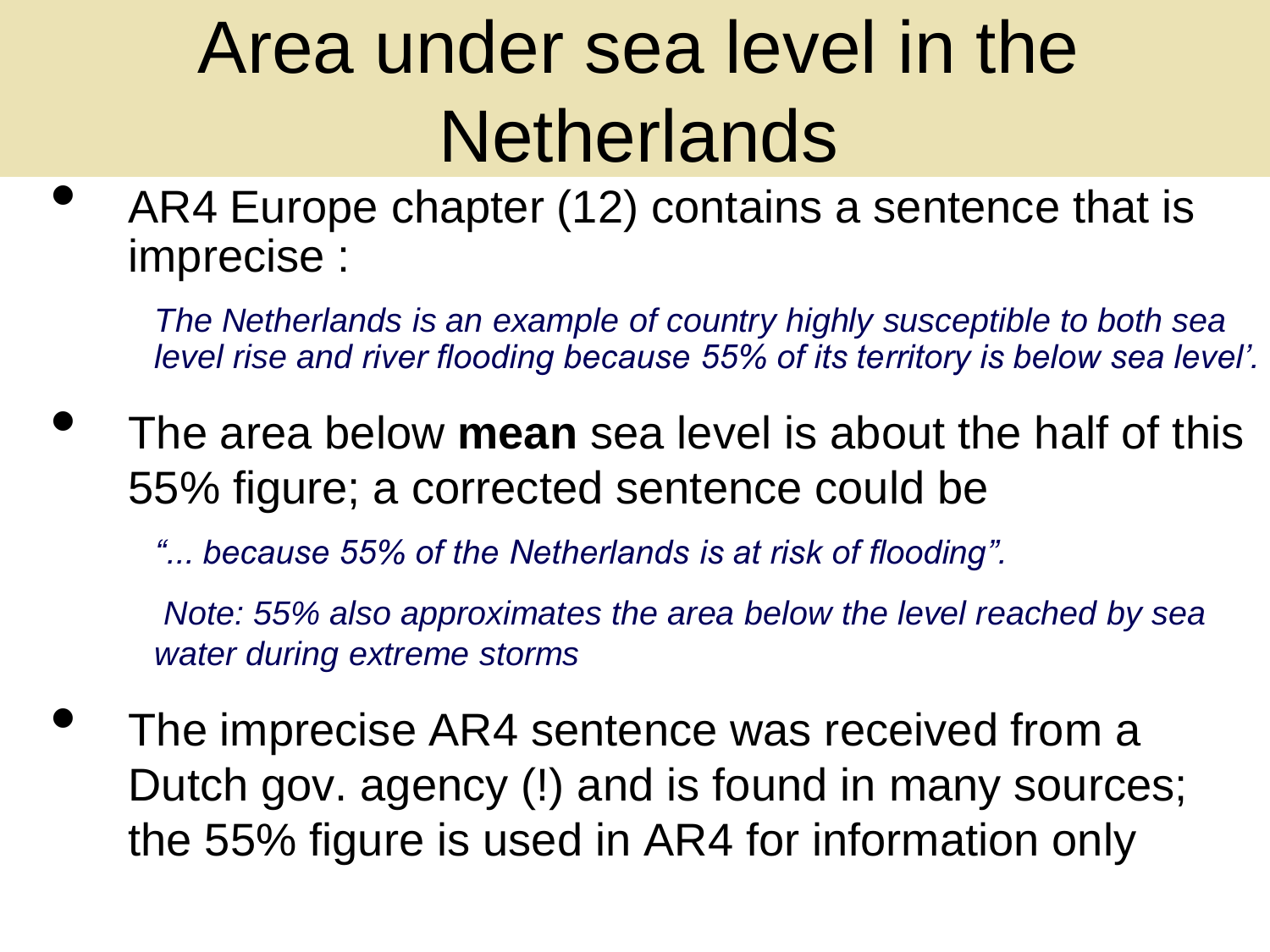# Area under sea level in the Netherlands

- AR4 Europe chapter (12) contains a sentence that is imprecise :

  *The Netherlands is an example of country highly susceptible to both sea level rise and river flooding because 55% of its territory is below sea level'.*

- The area below **mean** sea level is about the half of this 55% figure; a corrected sentence could be

  *"... because 55% of the Netherlands is at risk of flooding".*

  *Note: 55% also approximates the area below the level reached by sea water during extreme storms*

- The imprecise AR4 sentence was received from a Dutch gov. agency (!) and is found in many sources; the 55% figure is used in AR4 for information only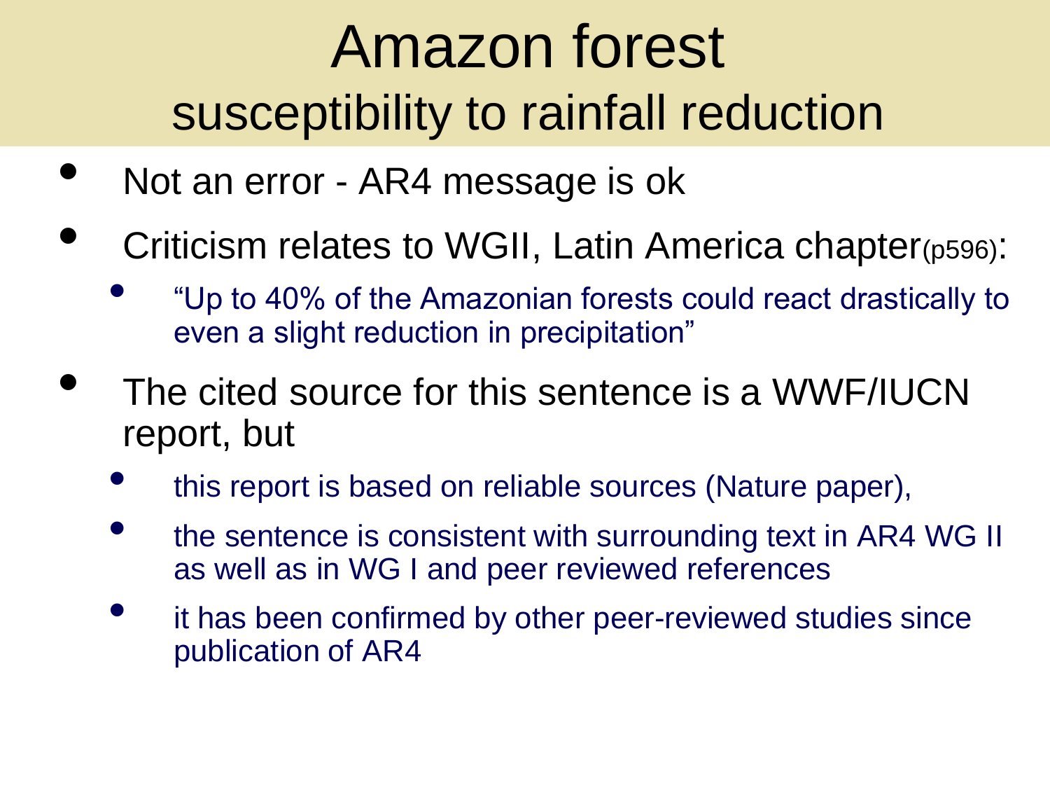# Amazon forest

## susceptibility to rainfall reduction

- Not an error - AR4 message is ok
- Criticism relates to WGII, Latin America chapter(p596):
  - “Up to 40% of the Amazonian forests could react drastically to even a slight reduction in precipitation”
- The cited source for this sentence is a WWF/IUCN report, but
  - this report is based on reliable sources (Nature paper),
  - the sentence is consistent with surrounding text in AR4 WG II as well as in WG I and peer reviewed references
  - it has been confirmed by other peer-reviewed studies since publication of AR4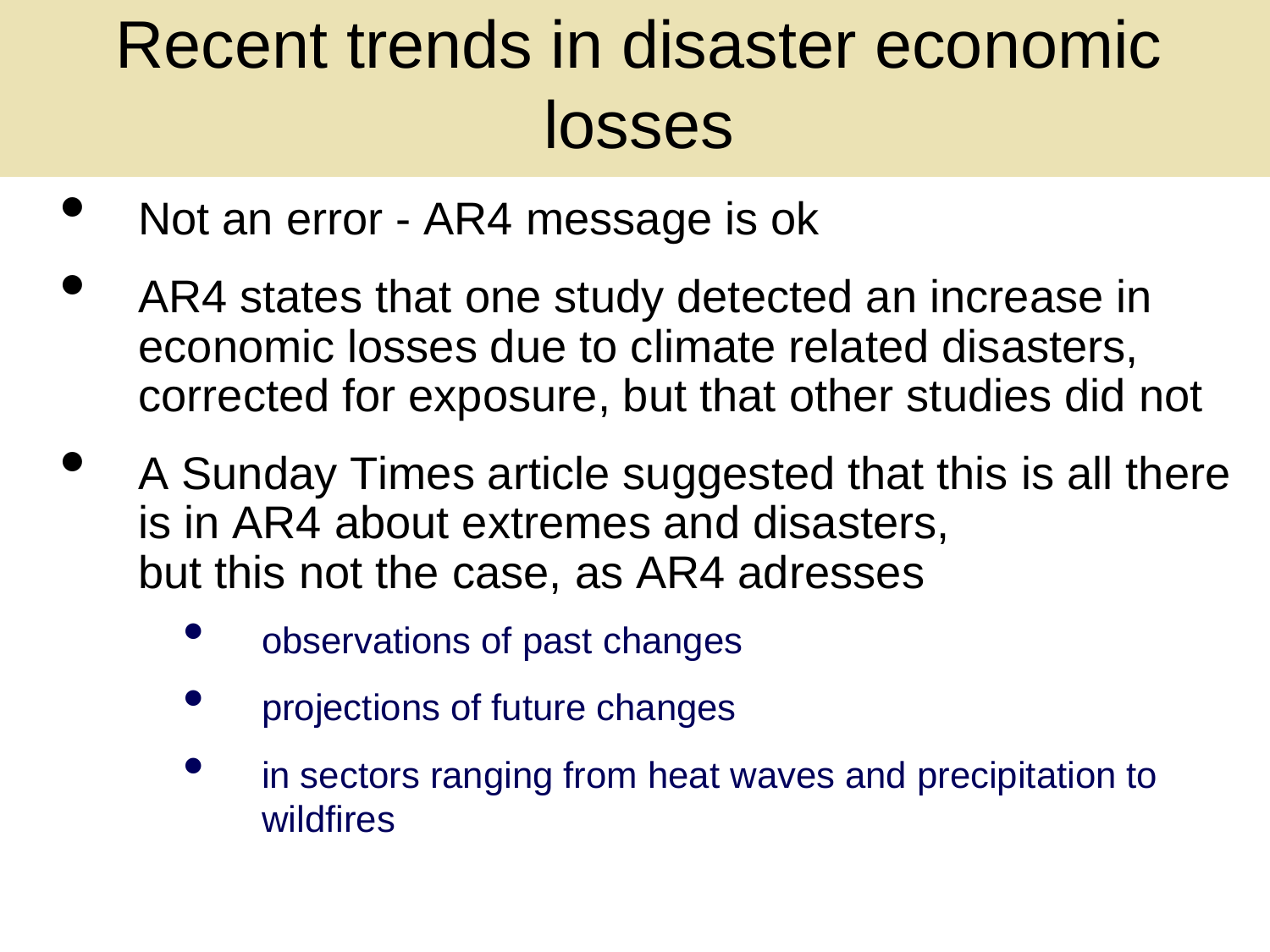# Recent trends in disaster economic losses

- Not an error - AR4 message is ok
- AR4 states that one study detected an increase in economic losses due to climate related disasters, corrected for exposure, but that other studies did not
- A Sunday Times article suggested that this is all there is in AR4 about extremes and disasters, but this not the case, as AR4 adresses
  - observations of past changes
  - projections of future changes
  - in sectors ranging from heat waves and precipitation to wildfires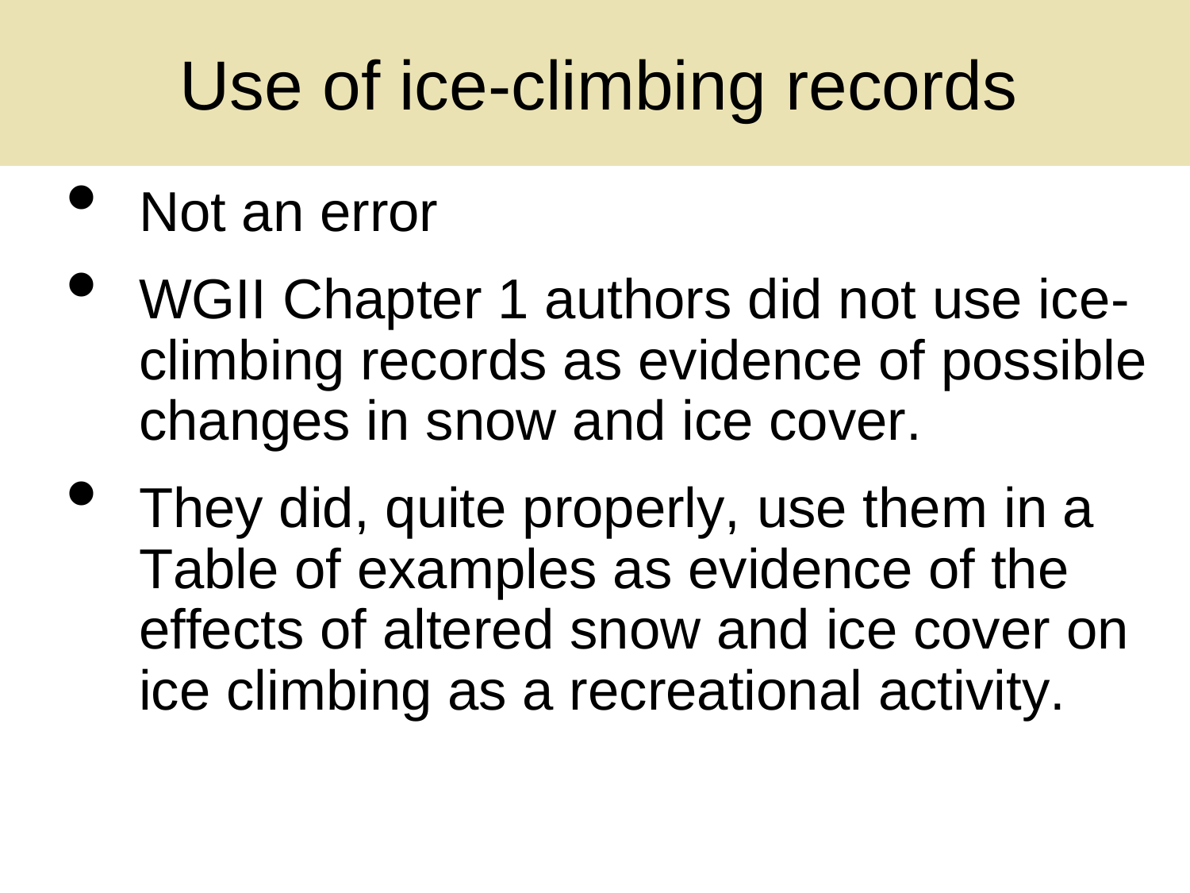# Use of ice-climbing records

- Not an error
- WGII Chapter 1 authors did not use ice-climbing records as evidence of possible changes in snow and ice cover.
- They did, quite properly, use them in a Table of examples as evidence of the effects of altered snow and ice cover on ice climbing as a recreational activity.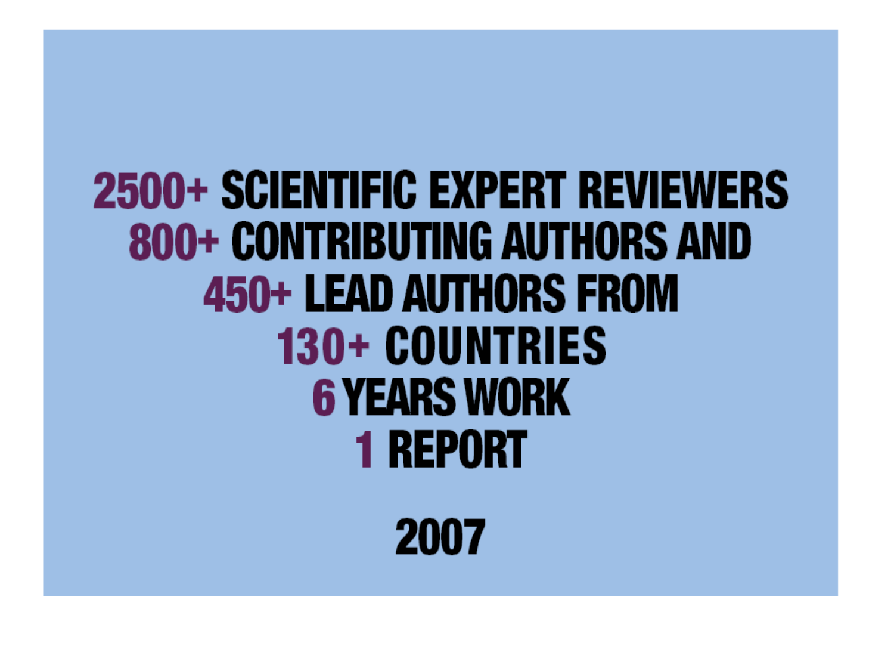**2500+** SCIENTIFIC EXPERT REVIEWERS
**800+** CONTRIBUTING AUTHORS AND
**450+** LEAD AUTHORS FROM
**130+** COUNTRIES
**6** YEARS WORK
**1** REPORT

**2007**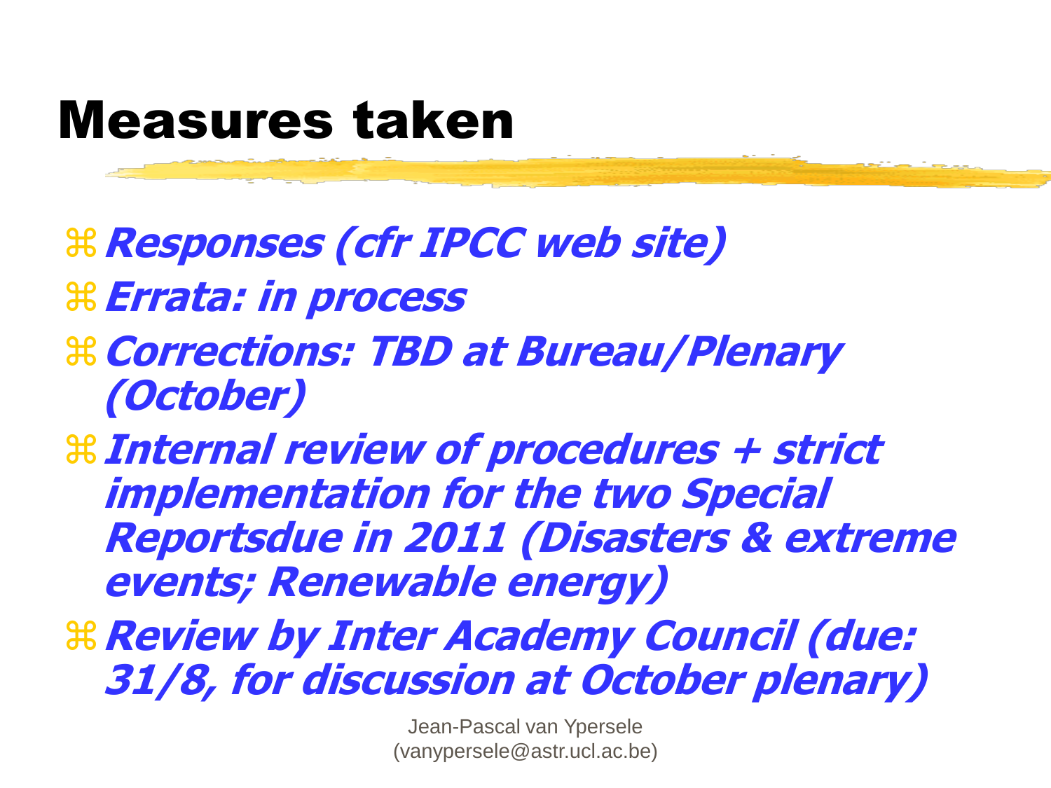# Measures taken

- ***Responses (cfr IPCC web site)***
- ***Errata: in process***
- ***Corrections: TBD at Bureau/Plenary (October)***
- ***Internal review of procedures + strict implementation for the two Special Reportsdue in 2011 (Disasters & extreme events; Renewable energy)***
- ***Review by Inter Academy Council (due: 31/8, for discussion at October plenary)***

Jean-Pascal van Ypersele
(vanypersele@astr.ucl.ac.be)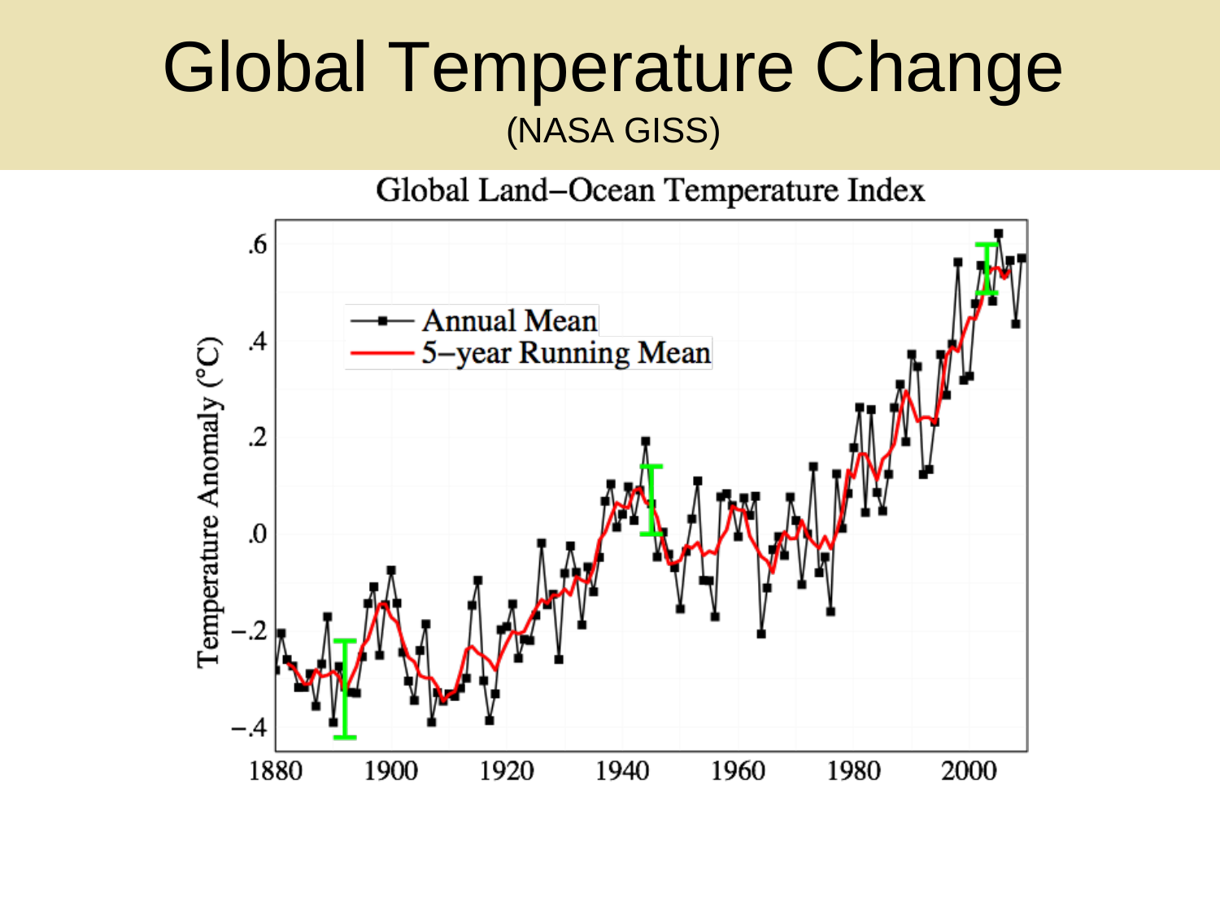# Global Temperature Change

(NASA GISS)

Global Land–Ocean Temperature Index

Annual Mean

5–year Running Mean

Temperature Anomaly (°C)

.6

.4

.2

.0

−.2

−.4

1880

1900

1920

1940

1960

1980

2000